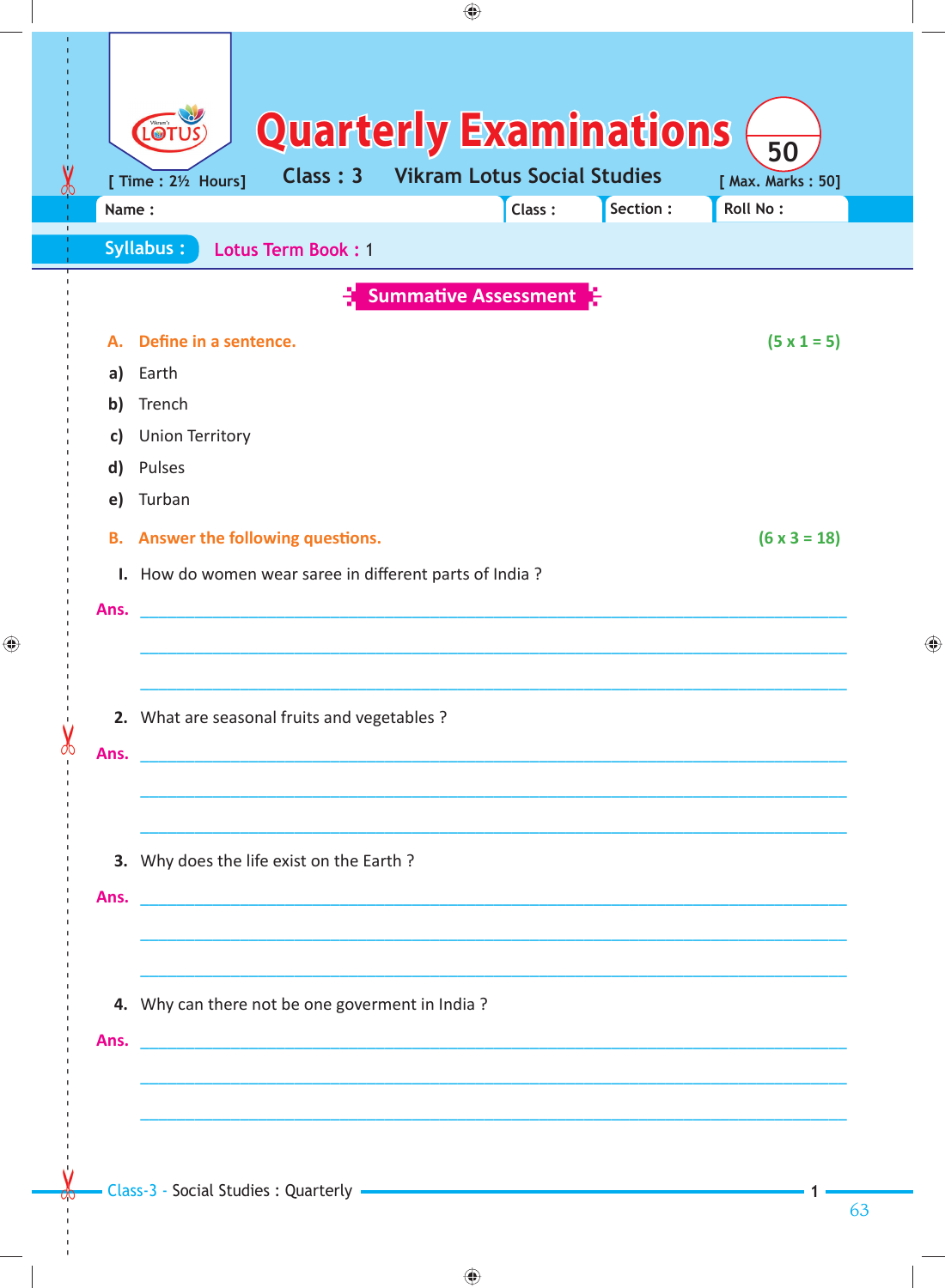# Quarterly Examinations

[ Time : 2½ Hours] **Class : 3** **Vikram Lotus Social Studies** [ Max. Marks : 50]

Name : Class : Section : Roll No :

**Syllabus :** Lotus Term Book : 1

## Summative Assessment

**A. Define in a sentence.** **(5 x 1 = 5)**

**a)** Earth

**b)** Trench

**c)** Union Territory

**d)** Pulses

**e)** Turban

**B. Answer the following questions.** **(6 x 3 = 18)**

**I.** How do women wear saree in different parts of India ?

**Ans.** ______________________________________________

______________________________________________

______________________________________________

**2.** What are seasonal fruits and vegetables ?

**Ans.** ______________________________________________

______________________________________________

______________________________________________

**3.** Why does the life exist on the Earth ?

**Ans.** ______________________________________________

______________________________________________

______________________________________________

**4.** Why can there not be one goverment in India ?

**Ans.** ______________________________________________

______________________________________________

______________________________________________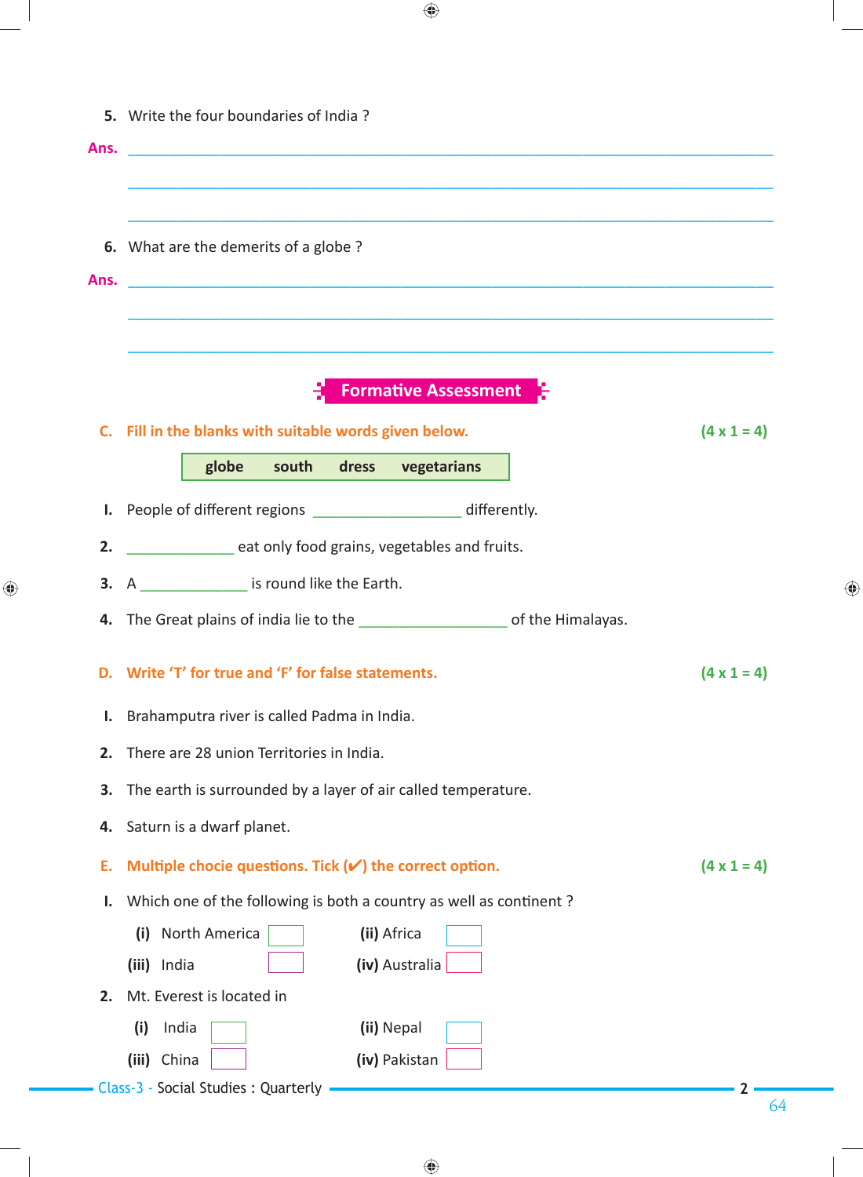5. Write the four boundaries of India ?

**Ans.** ______________________________________________

______________________________________________

______________________________________________

6. What are the demerits of a globe ?

**Ans.** ______________________________________________

______________________________________________

______________________________________________

## Formative Assessment

**C. Fill in the blanks with suitable words given below.** **(4 x 1 = 4)**

| globe | south | dress | vegetarians |
|---|---|---|---|

I. People of different regions __________________ differently.

2. _____________ eat only food grains, vegetables and fruits.

3. A _____________ is round like the Earth.

4. The Great plains of india lie to the __________________ of the Himalayas.

**D. Write 'T' for true and 'F' for false statements.** **(4 x 1 = 4)**

I. Brahamputra river is called Padma in India.

2. There are 28 union Territories in India.

3. The earth is surrounded by a layer of air called temperature.

4. Saturn is a dwarf planet.

**E. Multiple chocie questions. Tick (✔) the correct option.** **(4 x 1 = 4)**

I. Which one of the following is both a country as well as continent ?

**(i)** North America ☐ **(ii)** Africa ☐

**(iii)** India ☐ **(iv)** Australia ☐

2. Mt. Everest is located in

**(i)** India ☐ **(ii)** Nepal ☐

**(iii)** China ☐ **(iv)** Pakistan ☐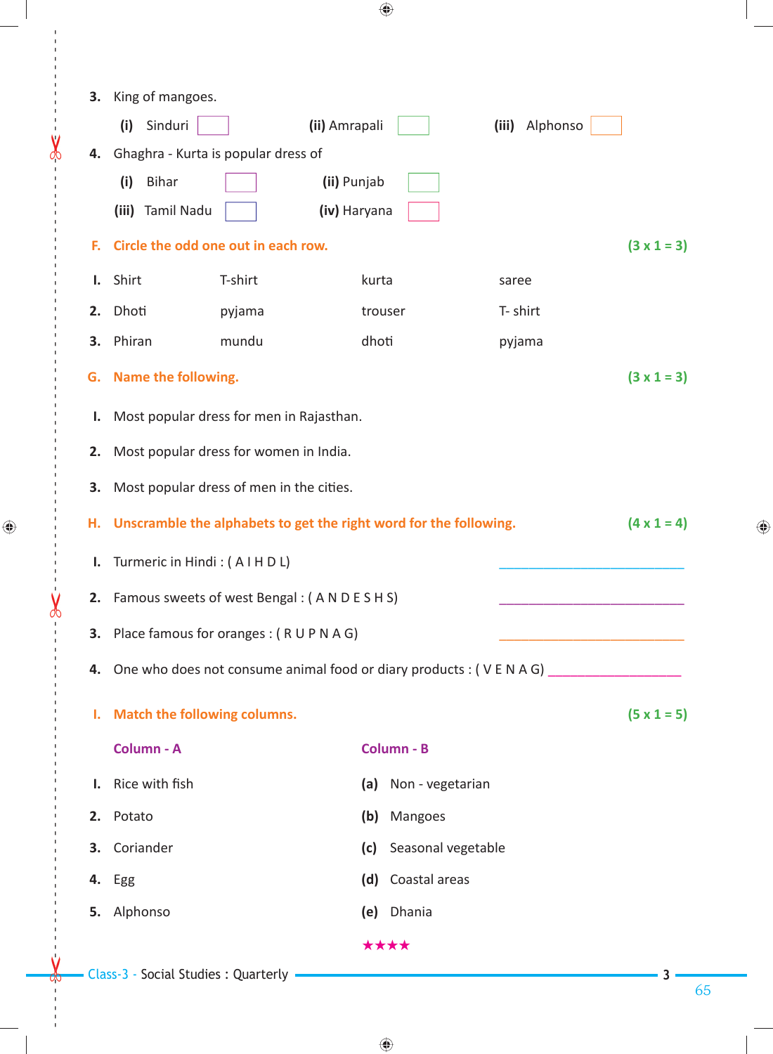3. King of mangoes.

   (i) Sinduri ☐　　(ii) Amrapali ☐　　(iii) Alphonso ☐

4. Ghaghra - Kurta is popular dress of

   (i) Bihar ☐　　(ii) Punjab ☐

   (iii) Tamil Nadu ☐　　(iv) Haryana ☐

## F. Circle the odd one out in each row. (3 x 1 = 3)

| | | | | |
|---|---|---|---|---|
| I. | Shirt | T-shirt | kurta | saree |
| 2. | Dhoti | pyjama | trouser | T- shirt |
| 3. | Phiran | mundu | dhoti | pyjama |

## G. Name the following. (3 x 1 = 3)

I. Most popular dress for men in Rajasthan.

2. Most popular dress for women in India.

3. Most popular dress of men in the cities.

## H. Unscramble the alphabets to get the right word for the following. (4 x 1 = 4)

I. Turmeric in Hindi : ( A I H D L) ____________________

2. Famous sweets of west Bengal : ( A N D E S H S) ____________________

3. Place famous for oranges : ( R U P N A G) ____________________

4. One who does not consume animal food or diary products : ( V E N A G) ____________________

## I. Match the following columns. (5 x 1 = 5)

| | Column - A | | Column - B |
|---|---|---|---|
| I. | Rice with fish | (a) | Non - vegetarian |
| 2. | Potato | (b) | Mangoes |
| 3. | Coriander | (c) | Seasonal vegetable |
| 4. | Egg | (d) | Coastal areas |
| 5. | Alphonso | (e) | Dhania |

★★★★